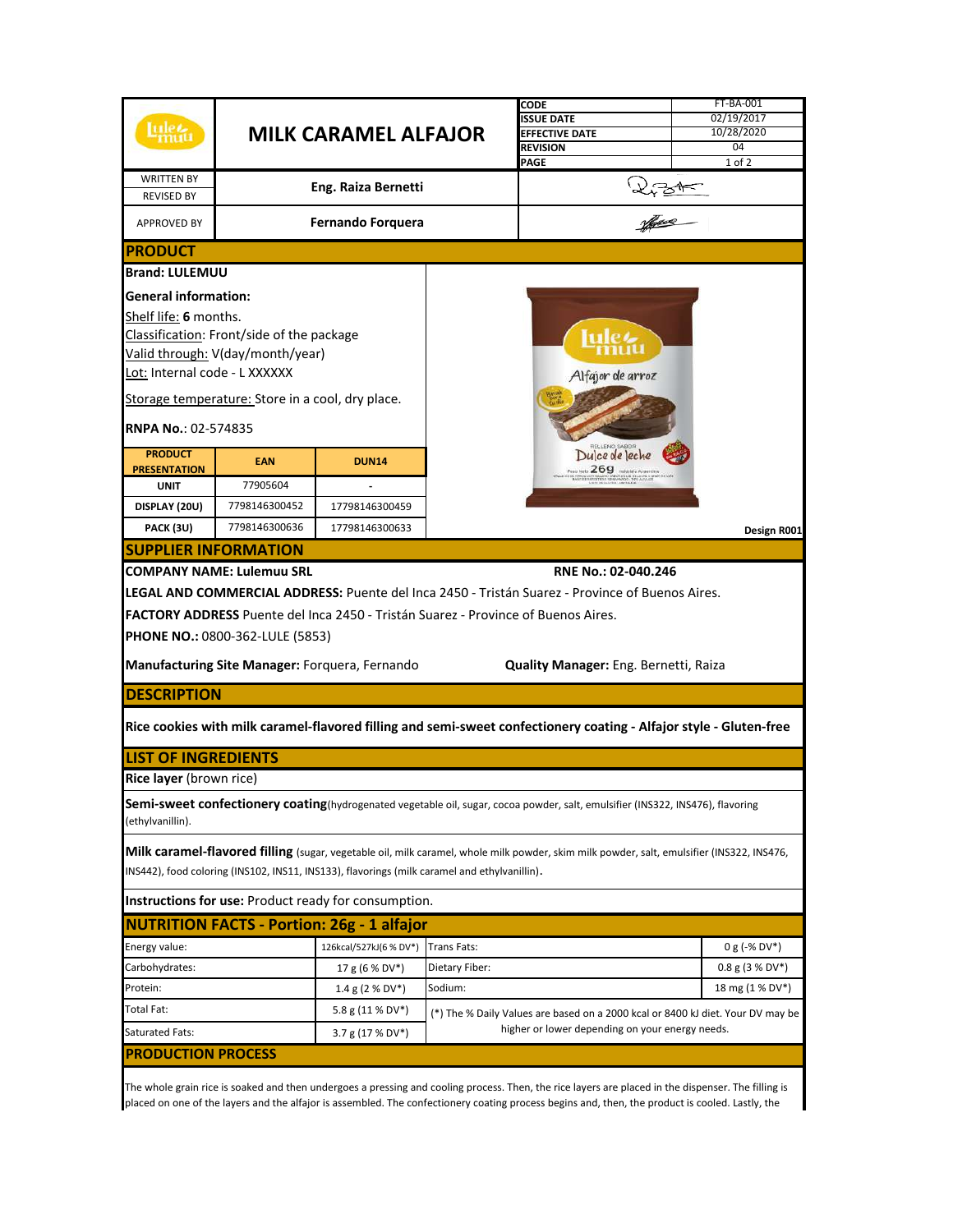| | MILK CARAMEL ALFAJOR | | |
|---|---|---|---|
| | | CODE | FT-BA-001 |
| | | ISSUE DATE | 02/19/2017 |
| | | EFFECTIVE DATE | 10/28/2020 |
| | | REVISION | 04 |
| | | PAGE | 1 of 2 |

| | | |
|---|---|---|
| WRITTEN BY / REVISED BY | Eng. Raiza Bernetti | |
| APPROVED BY | Fernando Forquera | |

## PRODUCT

**Brand: LULEMUU**

**General information:**

Shelf life: **6** months.

Classification: Front/side of the package

Valid through: V(day/month/year)

Lot: Internal code - L XXXXXX

Storage temperature: Store in a cool, dry place.

**RNPA No.**: 02-574835

| PRODUCT PRESENTATION | EAN | DUN14 |
|---|---|---|
| UNIT | 77905604 | - |
| DISPLAY (20U) | 7798146300452 | 17798146300459 |
| PACK (3U) | 7798146300636 | 17798146300633 |

Design R001

## SUPPLIER INFORMATION

**COMPANY NAME: Lulemuu SRL** **RNE No.: 02-040.246**

**LEGAL AND COMMERCIAL ADDRESS:** Puente del Inca 2450 - Tristán Suarez - Province of Buenos Aires.

**FACTORY ADDRESS** Puente del Inca 2450 - Tristán Suarez - Province of Buenos Aires.

**PHONE NO.:** 0800-362-LULE (5853)

**Manufacturing Site Manager:** Forquera, Fernando **Quality Manager:** Eng. Bernetti, Raiza

## DESCRIPTION

**Rice cookies with milk caramel-flavored filling and semi-sweet confectionery coating - Alfajor style - Gluten-free**

## LIST OF INGREDIENTS

**Rice layer** (brown rice)

**Semi-sweet confectionery coating**(hydrogenated vegetable oil, sugar, cocoa powder, salt, emulsifier (INS322, INS476), flavoring (ethylvanillin).

**Milk caramel-flavored filling** (sugar, vegetable oil, milk caramel, whole milk powder, skim milk powder, salt, emulsifier (INS322, INS476, INS442), food coloring (INS102, INS11, INS133), flavorings (milk caramel and ethylvanillin).

**Instructions for use:** Product ready for consumption.

## NUTRITION FACTS - Portion: 26g - 1 alfajor

| | | | |
|---|---|---|---|
| Energy value: | 126kcal/527kJ(6 % DV*) | Trans Fats: | 0 g (-% DV*) |
| Carbohydrates: | 17 g (6 % DV*) | Dietary Fiber: | 0.8 g (3 % DV*) |
| Protein: | 1.4 g (2 % DV*) | Sodium: | 18 mg (1 % DV*) |
| Total Fat: | 5.8 g (11 % DV*) | (*) The % Daily Values are based on a 2000 kcal or 8400 kJ diet. Your DV may be higher or lower depending on your energy needs. | |
| Saturated Fats: | 3.7 g (17 % DV*) | | |

## PRODUCTION PROCESS

The whole grain rice is soaked and then undergoes a pressing and cooling process. Then, the rice layers are placed in the dispenser. The filling is placed on one of the layers and the alfajor is assembled. The confectionery coating process begins and, then, the product is cooled. Lastly, the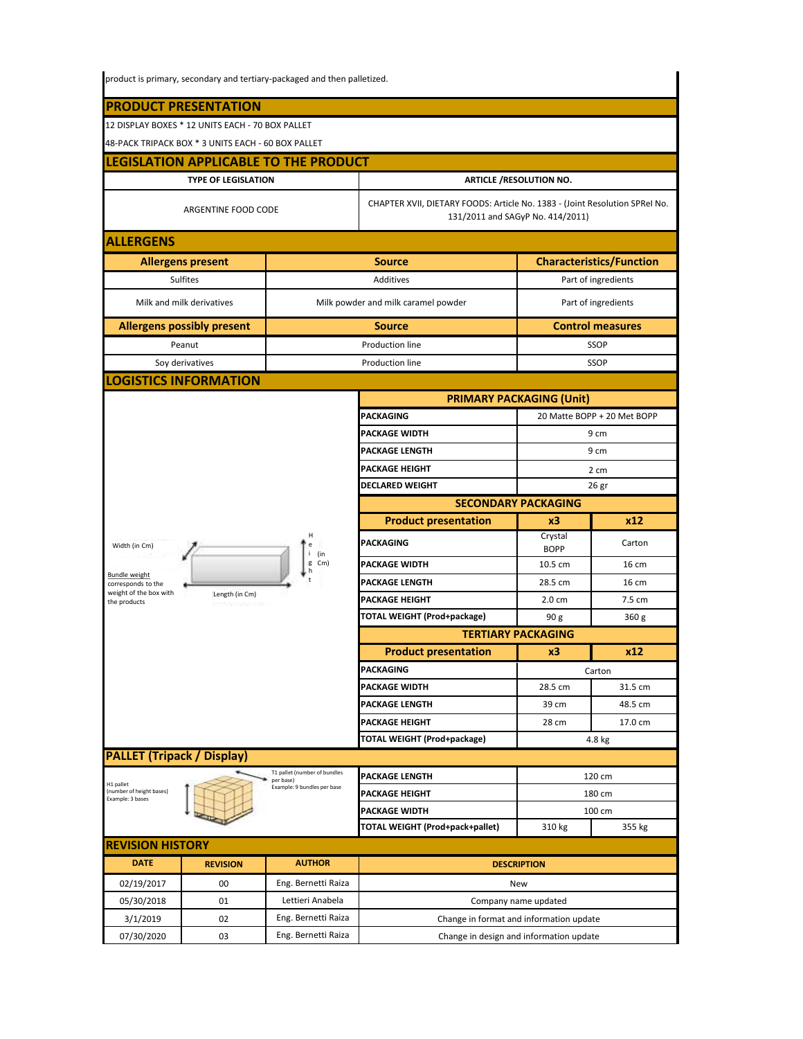product is primary, secondary and tertiary-packaged and then palletized.

## PRODUCT PRESENTATION

12 DISPLAY BOXES * 12 UNITS EACH - 70 BOX PALLET

48-PACK TRIPACK BOX * 3 UNITS EACH - 60 BOX PALLET

## LEGISLATION APPLICABLE TO THE PRODUCT

| TYPE OF LEGISLATION | ARTICLE /RESOLUTION NO. |
|---|---|
| ARGENTINE FOOD CODE | CHAPTER XVII, DIETARY FOODS: Article No. 1383 - (Joint Resolution SPReI No. 131/2011 and SAGyP No. 414/2011) |

## ALLERGENS

| Allergens present | Source | Characteristics/Function |
|---|---|---|
| Sulfites | Additives | Part of ingredients |
| Milk and milk derivatives | Milk powder and milk caramel powder | Part of ingredients |
| **Allergens possibly present** | **Source** | **Control measures** |
| Peanut | Production line | SSOP |
| Soy derivatives | Production line | SSOP |

## LOGISTICS INFORMATION

Width (in Cm)

Bundle weight corresponds to the weight of the box with the products

Length (in Cm)

Height (in Cm)

| PRIMARY PACKAGING (Unit) | |
|---|---|
| PACKAGING | 20 Matte BOPP + 20 Met BOPP |
| PACKAGE WIDTH | 9 cm |
| PACKAGE LENGTH | 9 cm |
| PACKAGE HEIGHT | 2 cm |
| DECLARED WEIGHT | 26 gr |

| SECONDARY PACKAGING | | |
|---|---|---|
| **Product presentation** | **x3** | **x12** |
| PACKAGING | Crystal BOPP | Carton |
| PACKAGE WIDTH | 10.5 cm | 16 cm |
| PACKAGE LENGTH | 28.5 cm | 16 cm |
| PACKAGE HEIGHT | 2.0 cm | 7.5 cm |
| TOTAL WEIGHT (Prod+package) | 90 g | 360 g |

| TERTIARY PACKAGING | | |
|---|---|---|
| **Product presentation** | **x3** | **x12** |
| PACKAGING | Carton | |
| PACKAGE WIDTH | 28.5 cm | 31.5 cm |
| PACKAGE LENGTH | 39 cm | 48.5 cm |
| PACKAGE HEIGHT | 28 cm | 17.0 cm |
| TOTAL WEIGHT (Prod+package) | 4.8 kg | |

## PALLET (Tripack / Display)

T1 pallet (number of bundles per base) Example: 9 bundles per base

H1 pallet (number of height bases) Example: 3 bases

| | | |
|---|---|---|
| PACKAGE LENGTH | 120 cm | |
| PACKAGE HEIGHT | 180 cm | |
| PACKAGE WIDTH | 100 cm | |
| TOTAL WEIGHT (Prod+pack+pallet) | 310 kg | 355 kg |

## REVISION HISTORY

| DATE | REVISION | AUTHOR | DESCRIPTION |
|---|---|---|---|
| 02/19/2017 | 00 | Eng. Bernetti Raiza | New |
| 05/30/2018 | 01 | Lettieri Anabela | Company name updated |
| 3/1/2019 | 02 | Eng. Bernetti Raiza | Change in format and information update |
| 07/30/2020 | 03 | Eng. Bernetti Raiza | Change in design and information update |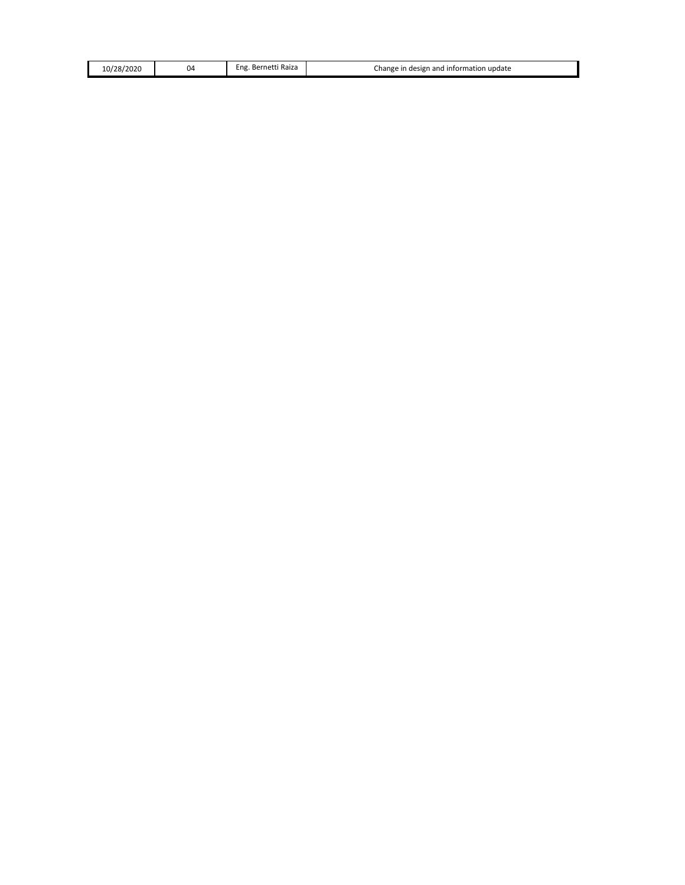| | | | |
|---|---|---|---|
| 10/28/2020 | 04 | Eng. Bernetti Raiza | Change in design and information update |